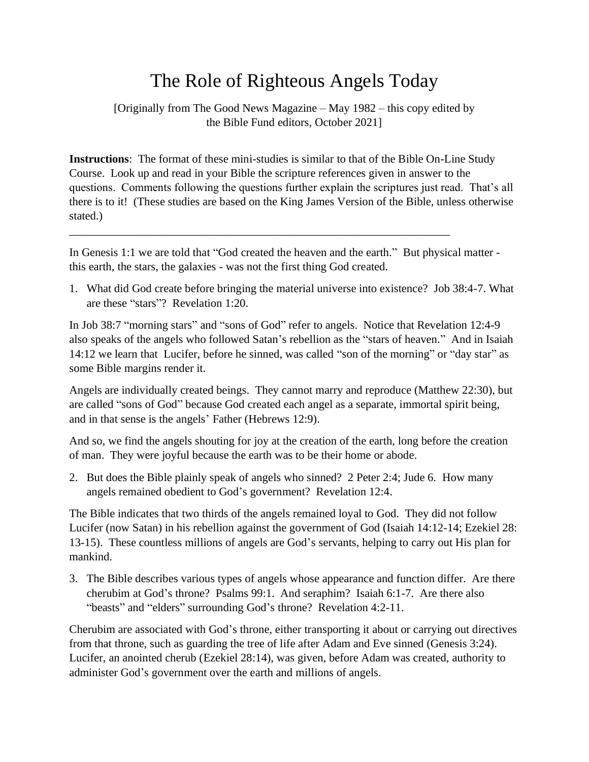# The Role of Righteous Angels Today

[Originally from The Good News Magazine – May 1982 – this copy edited by the Bible Fund editors, October 2021]

**Instructions**: The format of these mini-studies is similar to that of the Bible On-Line Study Course. Look up and read in your Bible the scripture references given in answer to the questions. Comments following the questions further explain the scriptures just read. That's all there is to it! (These studies are based on the King James Version of the Bible, unless otherwise stated.)

---

In Genesis 1:1 we are told that "God created the heaven and the earth." But physical matter - this earth, the stars, the galaxies - was not the first thing God created.

1. What did God create before bringing the material universe into existence? Job 38:4-7. What are these "stars"? Revelation 1:20.

In Job 38:7 "morning stars" and "sons of God" refer to angels. Notice that Revelation 12:4-9 also speaks of the angels who followed Satan's rebellion as the "stars of heaven." And in Isaiah 14:12 we learn that Lucifer, before he sinned, was called "son of the morning" or "day star" as some Bible margins render it.

Angels are individually created beings. They cannot marry and reproduce (Matthew 22:30), but are called "sons of God" because God created each angel as a separate, immortal spirit being, and in that sense is the angels' Father (Hebrews 12:9).

And so, we find the angels shouting for joy at the creation of the earth, long before the creation of man. They were joyful because the earth was to be their home or abode.

2. But does the Bible plainly speak of angels who sinned? 2 Peter 2:4; Jude 6. How many angels remained obedient to God's government? Revelation 12:4.

The Bible indicates that two thirds of the angels remained loyal to God. They did not follow Lucifer (now Satan) in his rebellion against the government of God (Isaiah 14:12-14; Ezekiel 28: 13-15). These countless millions of angels are God's servants, helping to carry out His plan for mankind.

3. The Bible describes various types of angels whose appearance and function differ. Are there cherubim at God's throne? Psalms 99:1. And seraphim? Isaiah 6:1-7. Are there also "beasts" and "elders" surrounding God's throne? Revelation 4:2-11.

Cherubim are associated with God's throne, either transporting it about or carrying out directives from that throne, such as guarding the tree of life after Adam and Eve sinned (Genesis 3:24). Lucifer, an anointed cherub (Ezekiel 28:14), was given, before Adam was created, authority to administer God's government over the earth and millions of angels.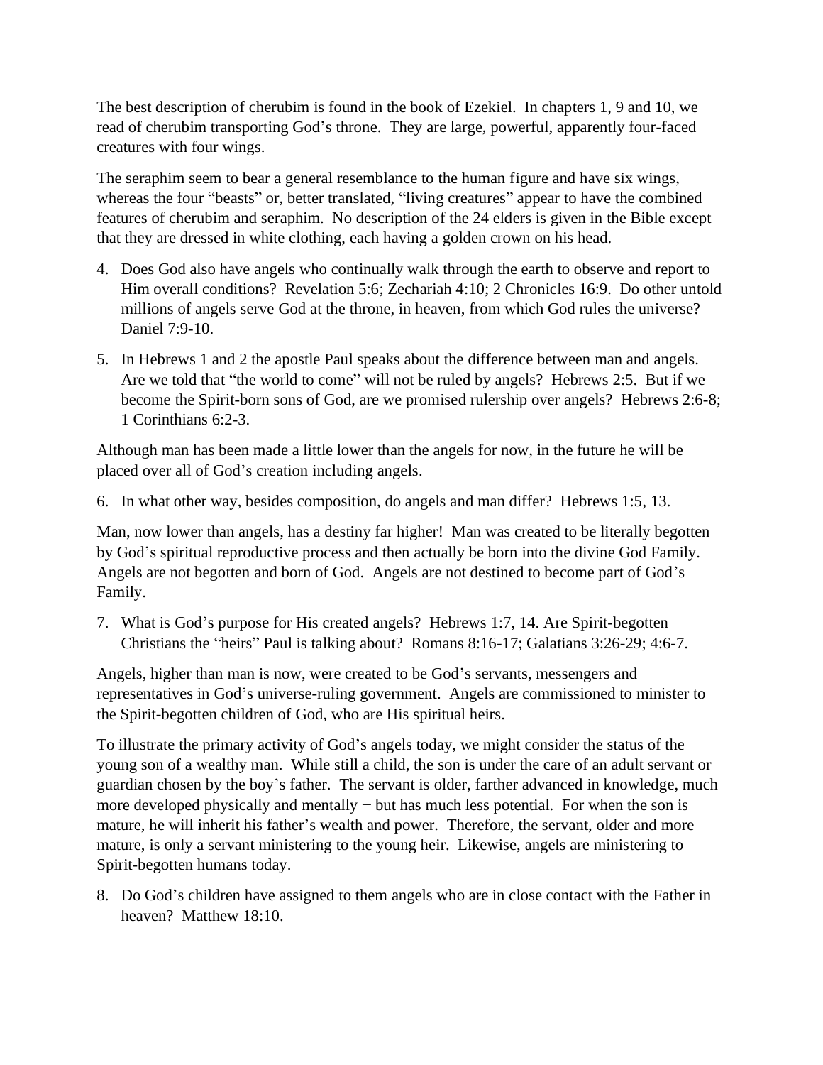The best description of cherubim is found in the book of Ezekiel. In chapters 1, 9 and 10, we read of cherubim transporting God's throne. They are large, powerful, apparently four-faced creatures with four wings.

The seraphim seem to bear a general resemblance to the human figure and have six wings, whereas the four "beasts" or, better translated, "living creatures" appear to have the combined features of cherubim and seraphim. No description of the 24 elders is given in the Bible except that they are dressed in white clothing, each having a golden crown on his head.

4. Does God also have angels who continually walk through the earth to observe and report to Him overall conditions? Revelation 5:6; Zechariah 4:10; 2 Chronicles 16:9. Do other untold millions of angels serve God at the throne, in heaven, from which God rules the universe? Daniel 7:9-10.

5. In Hebrews 1 and 2 the apostle Paul speaks about the difference between man and angels. Are we told that "the world to come" will not be ruled by angels? Hebrews 2:5. But if we become the Spirit-born sons of God, are we promised rulership over angels? Hebrews 2:6-8; 1 Corinthians 6:2-3.

Although man has been made a little lower than the angels for now, in the future he will be placed over all of God's creation including angels.

6. In what other way, besides composition, do angels and man differ? Hebrews 1:5, 13.

Man, now lower than angels, has a destiny far higher! Man was created to be literally begotten by God's spiritual reproductive process and then actually be born into the divine God Family. Angels are not begotten and born of God. Angels are not destined to become part of God's Family.

7. What is God's purpose for His created angels? Hebrews 1:7, 14. Are Spirit-begotten Christians the "heirs" Paul is talking about? Romans 8:16-17; Galatians 3:26-29; 4:6-7.

Angels, higher than man is now, were created to be God's servants, messengers and representatives in God's universe-ruling government. Angels are commissioned to minister to the Spirit-begotten children of God, who are His spiritual heirs.

To illustrate the primary activity of God's angels today, we might consider the status of the young son of a wealthy man. While still a child, the son is under the care of an adult servant or guardian chosen by the boy's father. The servant is older, farther advanced in knowledge, much more developed physically and mentally − but has much less potential. For when the son is mature, he will inherit his father's wealth and power. Therefore, the servant, older and more mature, is only a servant ministering to the young heir. Likewise, angels are ministering to Spirit-begotten humans today.

8. Do God's children have assigned to them angels who are in close contact with the Father in heaven? Matthew 18:10.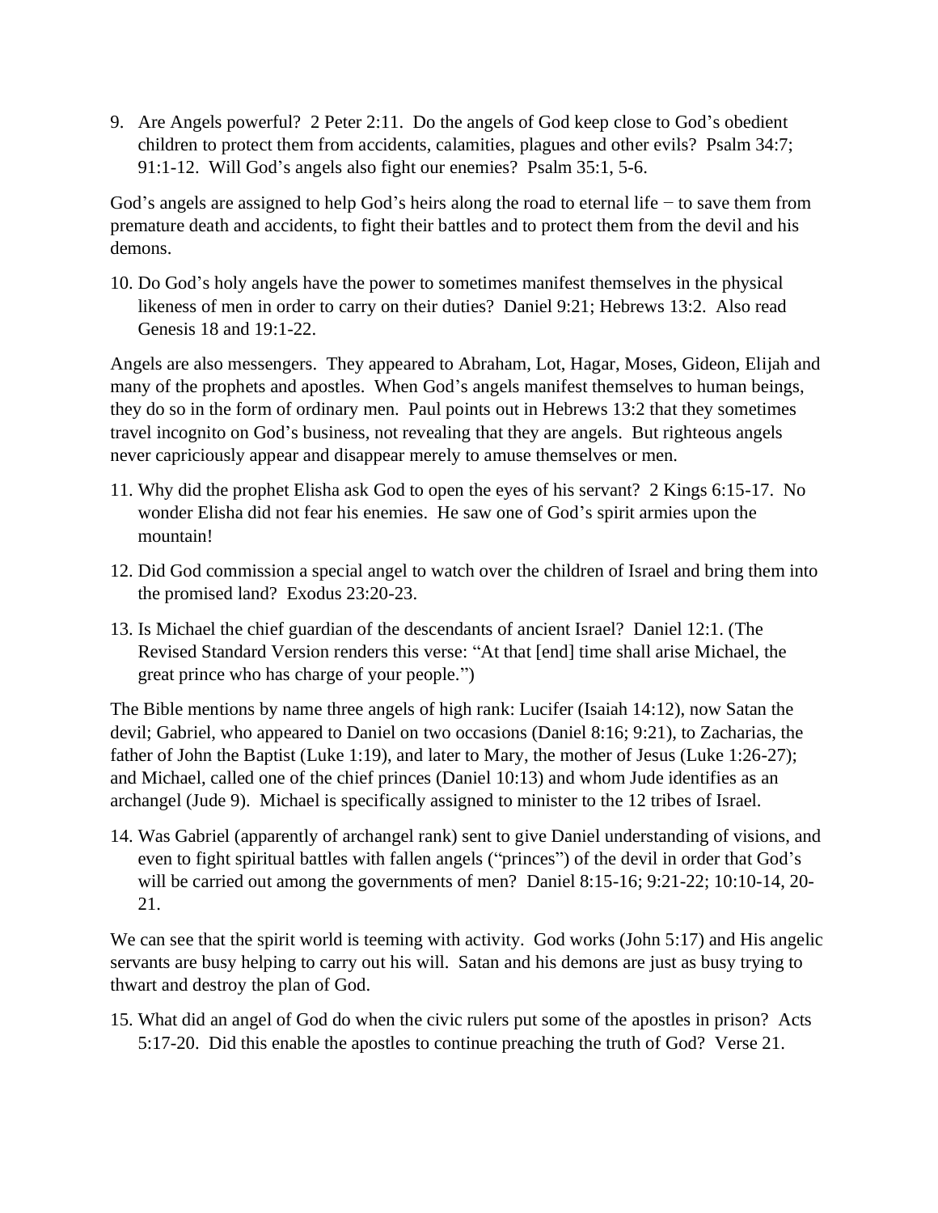9. Are Angels powerful? 2 Peter 2:11. Do the angels of God keep close to God's obedient children to protect them from accidents, calamities, plagues and other evils? Psalm 34:7; 91:1-12. Will God's angels also fight our enemies? Psalm 35:1, 5-6.

God's angels are assigned to help God's heirs along the road to eternal life − to save them from premature death and accidents, to fight their battles and to protect them from the devil and his demons.

10. Do God's holy angels have the power to sometimes manifest themselves in the physical likeness of men in order to carry on their duties? Daniel 9:21; Hebrews 13:2. Also read Genesis 18 and 19:1-22.

Angels are also messengers. They appeared to Abraham, Lot, Hagar, Moses, Gideon, Elijah and many of the prophets and apostles. When God's angels manifest themselves to human beings, they do so in the form of ordinary men. Paul points out in Hebrews 13:2 that they sometimes travel incognito on God's business, not revealing that they are angels. But righteous angels never capriciously appear and disappear merely to amuse themselves or men.

11. Why did the prophet Elisha ask God to open the eyes of his servant? 2 Kings 6:15-17. No wonder Elisha did not fear his enemies. He saw one of God's spirit armies upon the mountain!

12. Did God commission a special angel to watch over the children of Israel and bring them into the promised land? Exodus 23:20-23.

13. Is Michael the chief guardian of the descendants of ancient Israel? Daniel 12:1. (The Revised Standard Version renders this verse: "At that [end] time shall arise Michael, the great prince who has charge of your people.")

The Bible mentions by name three angels of high rank: Lucifer (Isaiah 14:12), now Satan the devil; Gabriel, who appeared to Daniel on two occasions (Daniel 8:16; 9:21), to Zacharias, the father of John the Baptist (Luke 1:19), and later to Mary, the mother of Jesus (Luke 1:26-27); and Michael, called one of the chief princes (Daniel 10:13) and whom Jude identifies as an archangel (Jude 9). Michael is specifically assigned to minister to the 12 tribes of Israel.

14. Was Gabriel (apparently of archangel rank) sent to give Daniel understanding of visions, and even to fight spiritual battles with fallen angels ("princes") of the devil in order that God's will be carried out among the governments of men? Daniel 8:15-16; 9:21-22; 10:10-14, 20-21.

We can see that the spirit world is teeming with activity. God works (John 5:17) and His angelic servants are busy helping to carry out his will. Satan and his demons are just as busy trying to thwart and destroy the plan of God.

15. What did an angel of God do when the civic rulers put some of the apostles in prison? Acts 5:17-20. Did this enable the apostles to continue preaching the truth of God? Verse 21.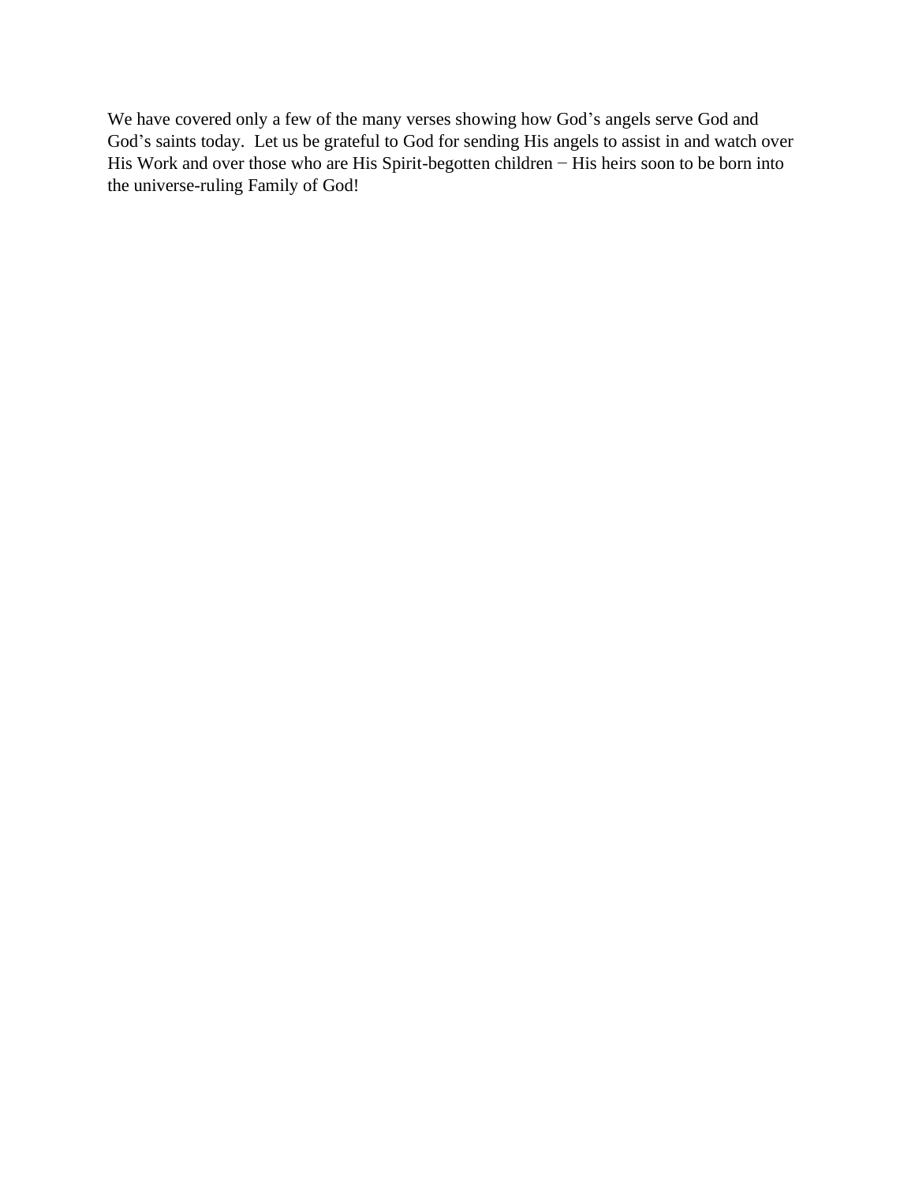We have covered only a few of the many verses showing how God’s angels serve God and God’s saints today. Let us be grateful to God for sending His angels to assist in and watch over His Work and over those who are His Spirit-begotten children − His heirs soon to be born into the universe-ruling Family of God!